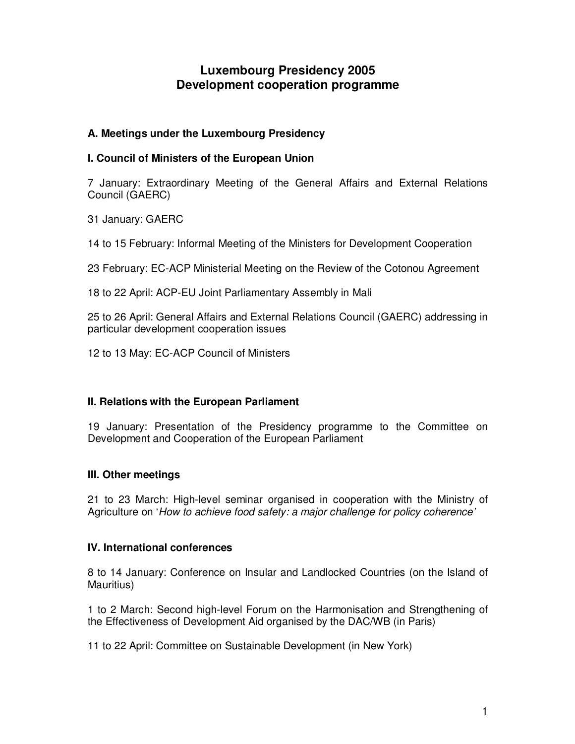# Luxembourg Presidency 2005
# Development cooperation programme

## A. Meetings under the Luxembourg Presidency

### I. Council of Ministers of the European Union

7 January: Extraordinary Meeting of the General Affairs and External Relations Council (GAERC)

31 January: GAERC

14 to 15 February: Informal Meeting of the Ministers for Development Cooperation

23 February: EC-ACP Ministerial Meeting on the Review of the Cotonou Agreement

18 to 22 April: ACP-EU Joint Parliamentary Assembly in Mali

25 to 26 April: General Affairs and External Relations Council (GAERC) addressing in particular development cooperation issues

12 to 13 May: EC-ACP Council of Ministers

### II. Relations with the European Parliament

19 January: Presentation of the Presidency programme to the Committee on Development and Cooperation of the European Parliament

### III. Other meetings

21 to 23 March: High-level seminar organised in cooperation with the Ministry of Agriculture on '*How to achieve food safety: a major challenge for policy coherence*'

### IV. International conferences

8 to 14 January: Conference on Insular and Landlocked Countries (on the Island of Mauritius)

1 to 2 March: Second high-level Forum on the Harmonisation and Strengthening of the Effectiveness of Development Aid organised by the DAC/WB (in Paris)

11 to 22 April: Committee on Sustainable Development (in New York)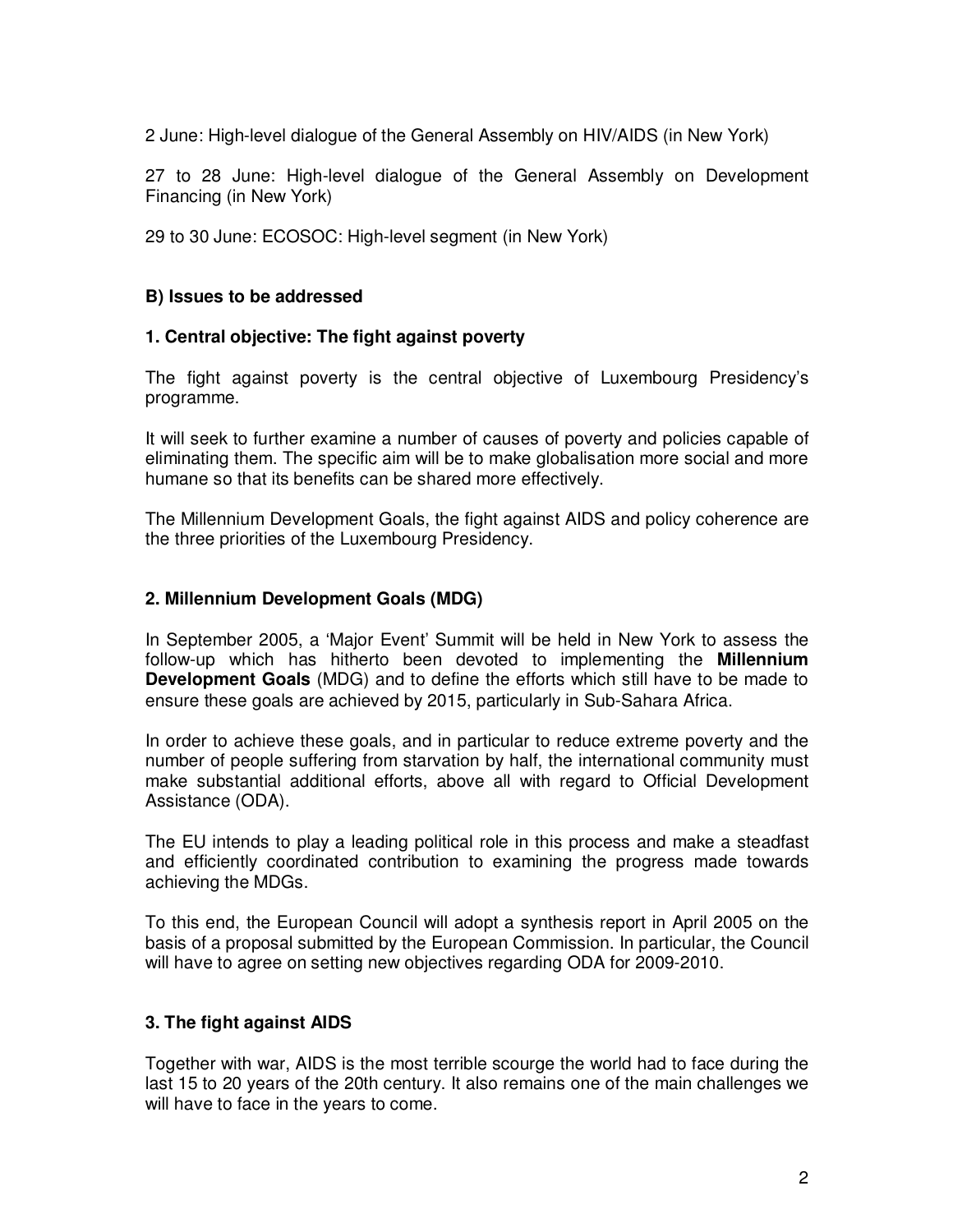2 June: High-level dialogue of the General Assembly on HIV/AIDS (in New York)

27 to 28 June: High-level dialogue of the General Assembly on Development Financing (in New York)

29 to 30 June: ECOSOC: High-level segment (in New York)

### B) Issues to be addressed

#### 1. Central objective: The fight against poverty

The fight against poverty is the central objective of Luxembourg Presidency's programme.

It will seek to further examine a number of causes of poverty and policies capable of eliminating them. The specific aim will be to make globalisation more social and more humane so that its benefits can be shared more effectively.

The Millennium Development Goals, the fight against AIDS and policy coherence are the three priorities of the Luxembourg Presidency.

#### 2. Millennium Development Goals (MDG)

In September 2005, a 'Major Event' Summit will be held in New York to assess the follow-up which has hitherto been devoted to implementing the **Millennium Development Goals** (MDG) and to define the efforts which still have to be made to ensure these goals are achieved by 2015, particularly in Sub-Sahara Africa.

In order to achieve these goals, and in particular to reduce extreme poverty and the number of people suffering from starvation by half, the international community must make substantial additional efforts, above all with regard to Official Development Assistance (ODA).

The EU intends to play a leading political role in this process and make a steadfast and efficiently coordinated contribution to examining the progress made towards achieving the MDGs.

To this end, the European Council will adopt a synthesis report in April 2005 on the basis of a proposal submitted by the European Commission. In particular, the Council will have to agree on setting new objectives regarding ODA for 2009-2010.

#### 3. The fight against AIDS

Together with war, AIDS is the most terrible scourge the world had to face during the last 15 to 20 years of the 20th century. It also remains one of the main challenges we will have to face in the years to come.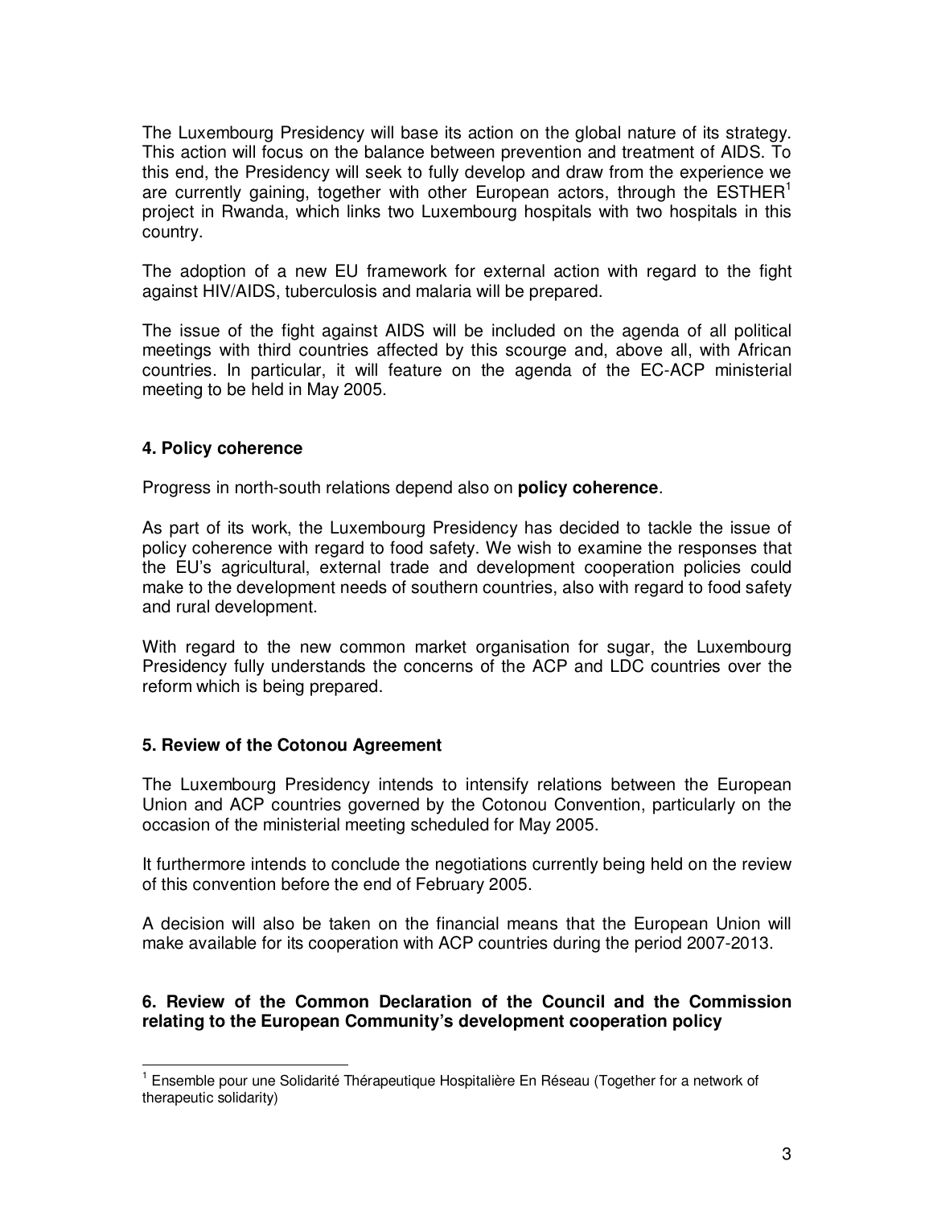The Luxembourg Presidency will base its action on the global nature of its strategy. This action will focus on the balance between prevention and treatment of AIDS. To this end, the Presidency will seek to fully develop and draw from the experience we are currently gaining, together with other European actors, through the ESTHER[1] project in Rwanda, which links two Luxembourg hospitals with two hospitals in this country.

The adoption of a new EU framework for external action with regard to the fight against HIV/AIDS, tuberculosis and malaria will be prepared.

The issue of the fight against AIDS will be included on the agenda of all political meetings with third countries affected by this scourge and, above all, with African countries. In particular, it will feature on the agenda of the EC-ACP ministerial meeting to be held in May 2005.

### 4. Policy coherence

Progress in north-south relations depend also on **policy coherence**.

As part of its work, the Luxembourg Presidency has decided to tackle the issue of policy coherence with regard to food safety. We wish to examine the responses that the EU's agricultural, external trade and development cooperation policies could make to the development needs of southern countries, also with regard to food safety and rural development.

With regard to the new common market organisation for sugar, the Luxembourg Presidency fully understands the concerns of the ACP and LDC countries over the reform which is being prepared.

### 5. Review of the Cotonou Agreement

The Luxembourg Presidency intends to intensify relations between the European Union and ACP countries governed by the Cotonou Convention, particularly on the occasion of the ministerial meeting scheduled for May 2005.

It furthermore intends to conclude the negotiations currently being held on the review of this convention before the end of February 2005.

A decision will also be taken on the financial means that the European Union will make available for its cooperation with ACP countries during the period 2007-2013.

### 6. Review of the Common Declaration of the Council and the Commission relating to the European Community's development cooperation policy

[1] Ensemble pour une Solidarité Thérapeutique Hospitalière En Réseau (Together for a network of therapeutic solidarity)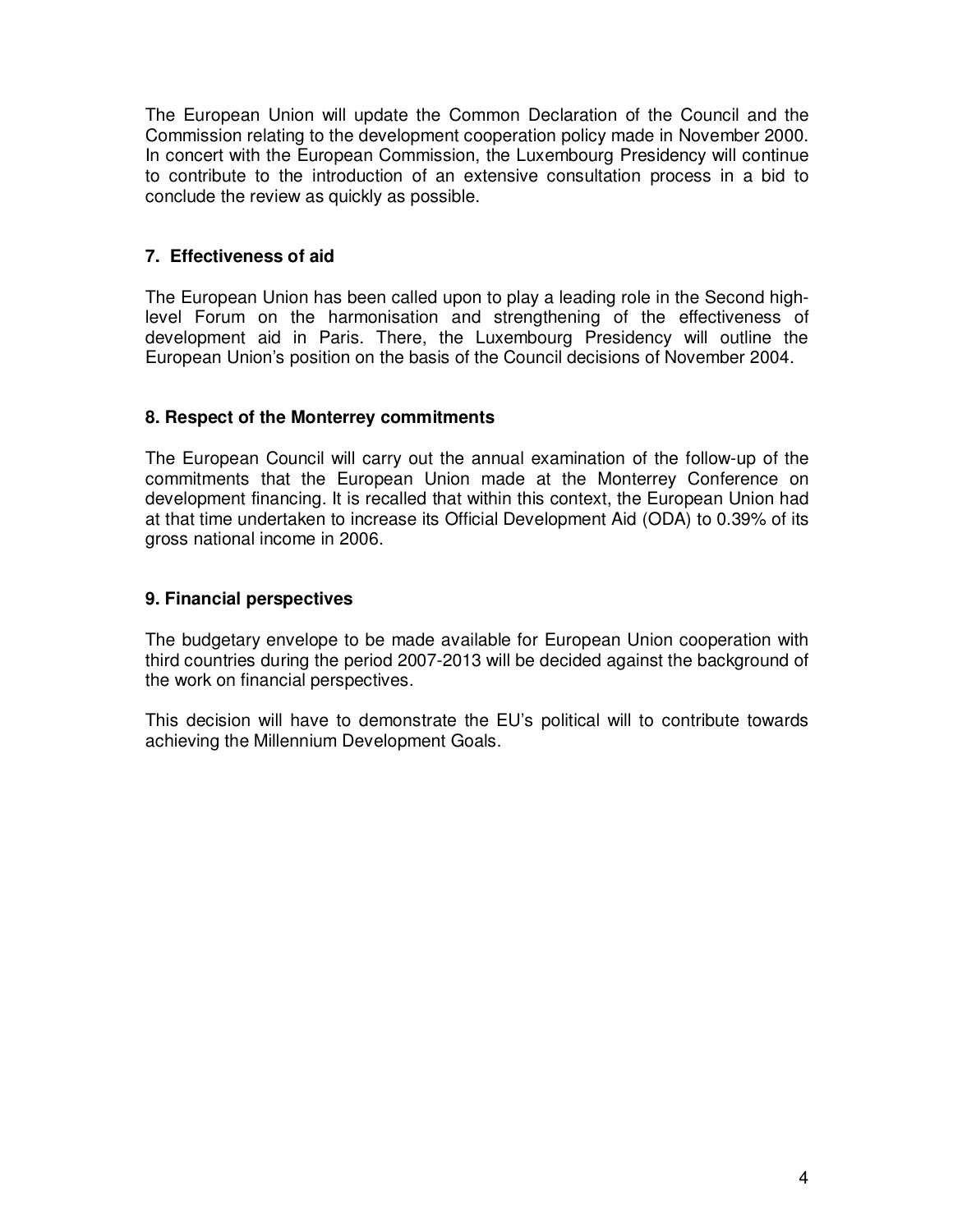The European Union will update the Common Declaration of the Council and the Commission relating to the development cooperation policy made in November 2000. In concert with the European Commission, the Luxembourg Presidency will continue to contribute to the introduction of an extensive consultation process in a bid to conclude the review as quickly as possible.

## 7. Effectiveness of aid

The European Union has been called upon to play a leading role in the Second high-level Forum on the harmonisation and strengthening of the effectiveness of development aid in Paris. There, the Luxembourg Presidency will outline the European Union's position on the basis of the Council decisions of November 2004.

## 8. Respect of the Monterrey commitments

The European Council will carry out the annual examination of the follow-up of the commitments that the European Union made at the Monterrey Conference on development financing. It is recalled that within this context, the European Union had at that time undertaken to increase its Official Development Aid (ODA) to 0.39% of its gross national income in 2006.

## 9. Financial perspectives

The budgetary envelope to be made available for European Union cooperation with third countries during the period 2007-2013 will be decided against the background of the work on financial perspectives.

This decision will have to demonstrate the EU's political will to contribute towards achieving the Millennium Development Goals.